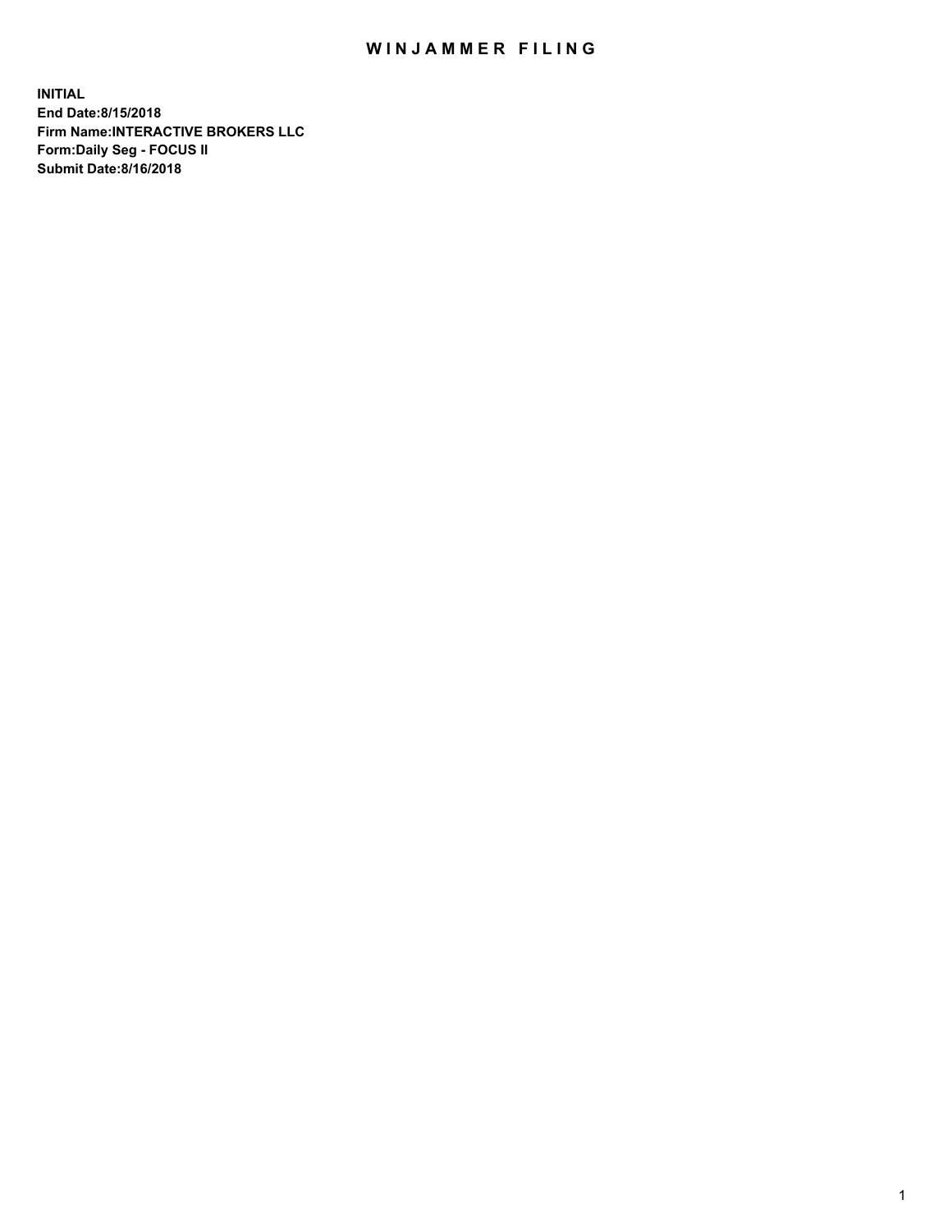# WINJAMMER FILING

**INITIAL**
**End Date:8/15/2018**
**Firm Name:INTERACTIVE BROKERS LLC**
**Form:Daily Seg - FOCUS II**
**Submit Date:8/16/2018**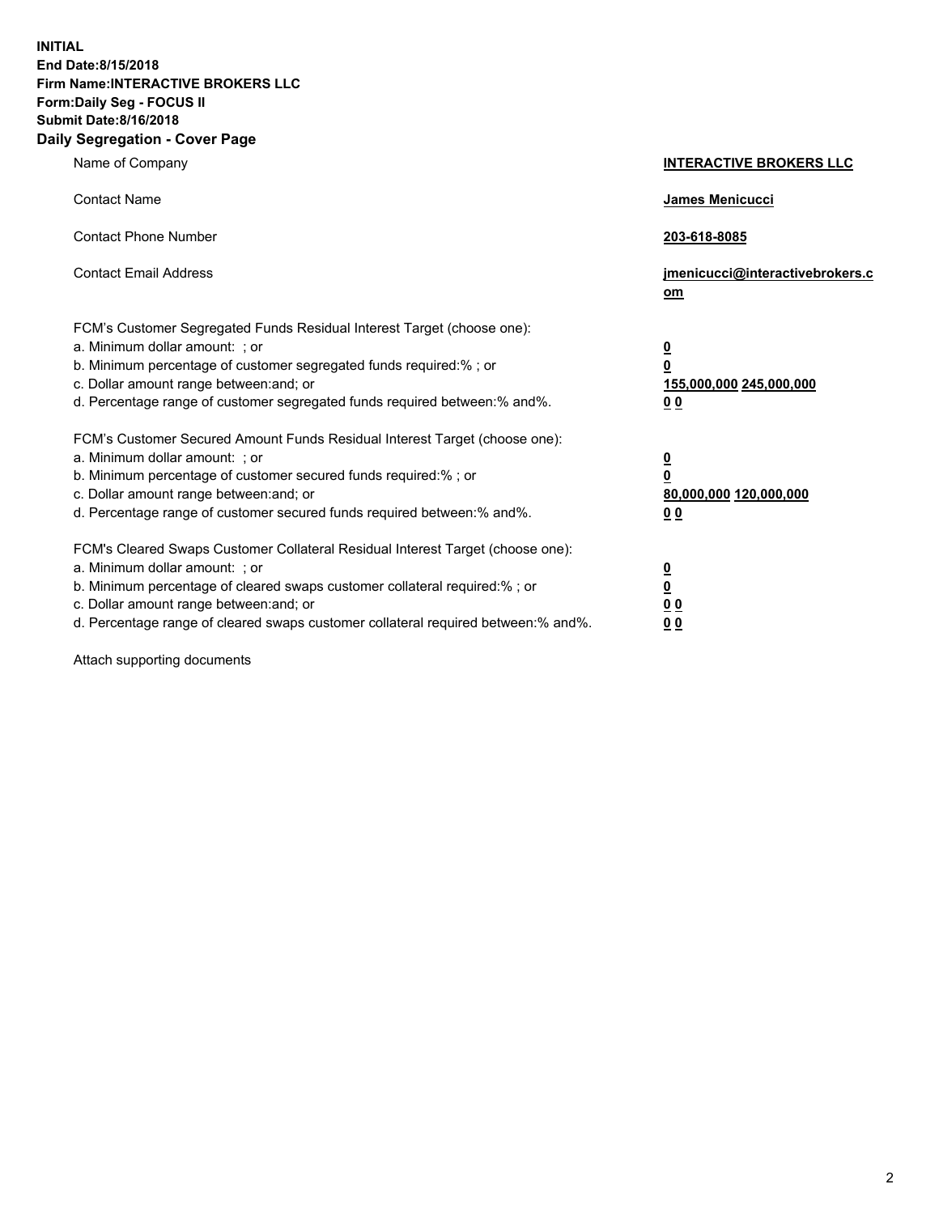**INITIAL**
**End Date:8/15/2018**
**Firm Name:INTERACTIVE BROKERS LLC**
**Form:Daily Seg - FOCUS II**
**Submit Date:8/16/2018**

## Daily Segregation - Cover Page

| | |
|---|---|
| Name of Company | **INTERACTIVE BROKERS LLC** |
| Contact Name | **James Menicucci** |
| Contact Phone Number | **203-618-8085** |
| Contact Email Address | **jmenicucci@interactivebrokers.com** |

FCM's Customer Segregated Funds Residual Interest Target (choose one):

| | |
|---|---|
| a. Minimum dollar amount: ; or | **0** |
| b. Minimum percentage of customer segregated funds required:% ; or | **0** |
| c. Dollar amount range between:and; or | **155,000,000 245,000,000** |
| d. Percentage range of customer segregated funds required between:% and%. | **0 0** |

FCM's Customer Secured Amount Funds Residual Interest Target (choose one):

| | |
|---|---|
| a. Minimum dollar amount: ; or | **0** |
| b. Minimum percentage of customer secured funds required:% ; or | **0** |
| c. Dollar amount range between:and; or | **80,000,000 120,000,000** |
| d. Percentage range of customer secured funds required between:% and%. | **0 0** |

FCM's Cleared Swaps Customer Collateral Residual Interest Target (choose one):

| | |
|---|---|
| a. Minimum dollar amount: ; or | **0** |
| b. Minimum percentage of cleared swaps customer collateral required:% ; or | **0** |
| c. Dollar amount range between:and; or | **0 0** |
| d. Percentage range of cleared swaps customer collateral required between:% and%. | **0 0** |

Attach supporting documents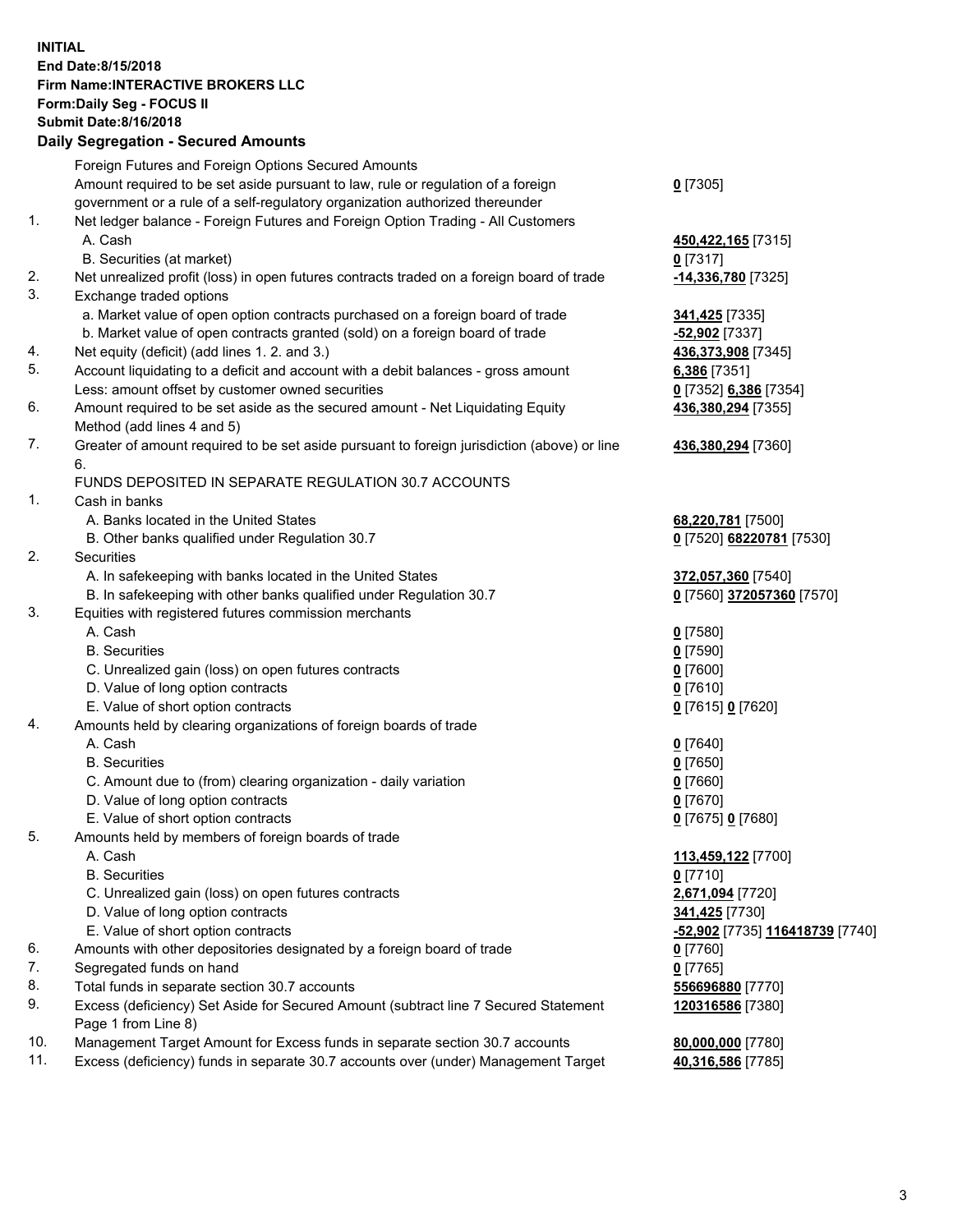**INITIAL**
**End Date:8/15/2018**
**Firm Name:INTERACTIVE BROKERS LLC**
**Form:Daily Seg - FOCUS II**
**Submit Date:8/16/2018**

**Daily Segregation - Secured Amounts**

| | | |
|---|---|---|
| | Foreign Futures and Foreign Options Secured Amounts | |
| | Amount required to be set aside pursuant to law, rule or regulation of a foreign government or a rule of a self-regulatory organization authorized thereunder | **0** [7305] |
| 1. | Net ledger balance - Foreign Futures and Foreign Option Trading - All Customers | |
| | A. Cash | **450,422,165** [7315] |
| | B. Securities (at market) | **0** [7317] |
| 2. | Net unrealized profit (loss) in open futures contracts traded on a foreign board of trade | **-14,336,780** [7325] |
| 3. | Exchange traded options | |
| | a. Market value of open option contracts purchased on a foreign board of trade | **341,425** [7335] |
| | b. Market value of open contracts granted (sold) on a foreign board of trade | **-52,902** [7337] |
| 4. | Net equity (deficit) (add lines 1. 2. and 3.) | **436,373,908** [7345] |
| 5. | Account liquidating to a deficit and account with a debit balances - gross amount | **6,386** [7351] |
| | Less: amount offset by customer owned securities | **0** [7352] **6,386** [7354] |
| 6. | Amount required to be set aside as the secured amount - Net Liquidating Equity Method (add lines 4 and 5) | **436,380,294** [7355] |
| 7. | Greater of amount required to be set aside pursuant to foreign jurisdiction (above) or line 6. | **436,380,294** [7360] |
| | FUNDS DEPOSITED IN SEPARATE REGULATION 30.7 ACCOUNTS | |
| 1. | Cash in banks | |
| | A. Banks located in the United States | **68,220,781** [7500] |
| | B. Other banks qualified under Regulation 30.7 | **0** [7520] **68220781** [7530] |
| 2. | Securities | |
| | A. In safekeeping with banks located in the United States | **372,057,360** [7540] |
| | B. In safekeeping with other banks qualified under Regulation 30.7 | **0** [7560] **372057360** [7570] |
| 3. | Equities with registered futures commission merchants | |
| | A. Cash | **0** [7580] |
| | B. Securities | **0** [7590] |
| | C. Unrealized gain (loss) on open futures contracts | **0** [7600] |
| | D. Value of long option contracts | **0** [7610] |
| | E. Value of short option contracts | **0** [7615] **0** [7620] |
| 4. | Amounts held by clearing organizations of foreign boards of trade | |
| | A. Cash | **0** [7640] |
| | B. Securities | **0** [7650] |
| | C. Amount due to (from) clearing organization - daily variation | **0** [7660] |
| | D. Value of long option contracts | **0** [7670] |
| | E. Value of short option contracts | **0** [7675] **0** [7680] |
| 5. | Amounts held by members of foreign boards of trade | |
| | A. Cash | **113,459,122** [7700] |
| | B. Securities | **0** [7710] |
| | C. Unrealized gain (loss) on open futures contracts | **2,671,094** [7720] |
| | D. Value of long option contracts | **341,425** [7730] |
| | E. Value of short option contracts | **-52,902** [7735] **116418739** [7740] |
| 6. | Amounts with other depositories designated by a foreign board of trade | **0** [7760] |
| 7. | Segregated funds on hand | **0** [7765] |
| 8. | Total funds in separate section 30.7 accounts | **556696880** [7770] |
| 9. | Excess (deficiency) Set Aside for Secured Amount (subtract line 7 Secured Statement Page 1 from Line 8) | **120316586** [7380] |
| 10. | Management Target Amount for Excess funds in separate section 30.7 accounts | **80,000,000** [7780] |
| 11. | Excess (deficiency) funds in separate 30.7 accounts over (under) Management Target | **40,316,586** [7785] |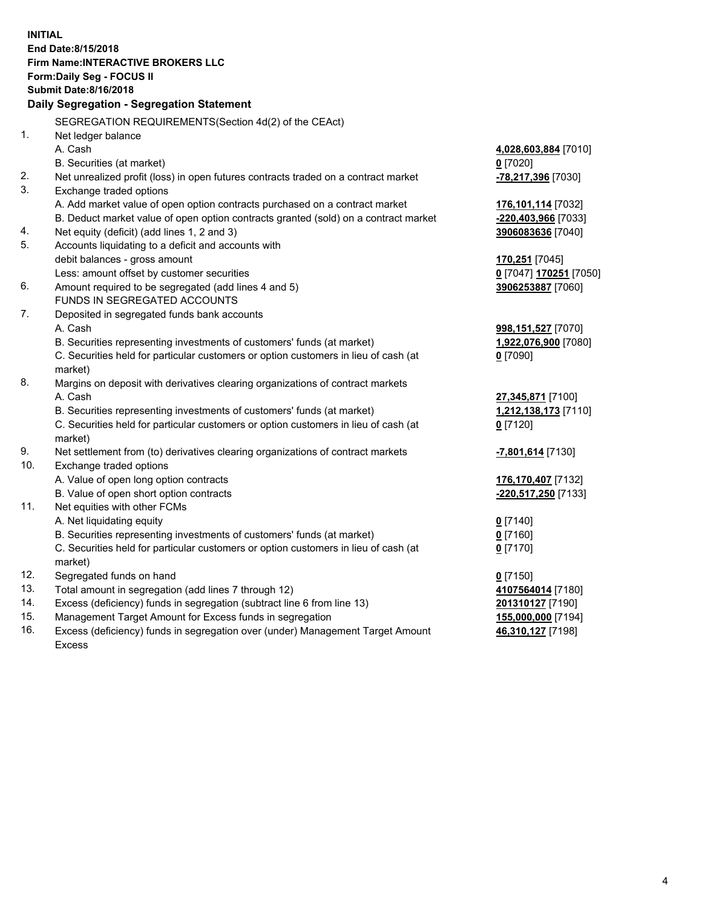**INITIAL**
**End Date:8/15/2018**
**Firm Name:INTERACTIVE BROKERS LLC**
**Form:Daily Seg - FOCUS II**
**Submit Date:8/16/2018**

**Daily Segregation - Segregation Statement**

SEGREGATION REQUIREMENTS(Section 4d(2) of the CEAct)

| | | |
|---|---|---|
| 1. | Net ledger balance | |
| | A. Cash | **4,028,603,884** [7010] |
| | B. Securities (at market) | **0** [7020] |
| 2. | Net unrealized profit (loss) in open futures contracts traded on a contract market | **-78,217,396** [7030] |
| 3. | Exchange traded options | |
| | A. Add market value of open option contracts purchased on a contract market | **176,101,114** [7032] |
| | B. Deduct market value of open option contracts granted (sold) on a contract market | **-220,403,966** [7033] |
| 4. | Net equity (deficit) (add lines 1, 2 and 3) | **3906083636** [7040] |
| 5. | Accounts liquidating to a deficit and accounts with | |
| | debit balances - gross amount | **170,251** [7045] |
| | Less: amount offset by customer securities | **0** [7047] **170251** [7050] |
| 6. | Amount required to be segregated (add lines 4 and 5) | **3906253887** [7060] |
| | FUNDS IN SEGREGATED ACCOUNTS | |
| 7. | Deposited in segregated funds bank accounts | |
| | A. Cash | **998,151,527** [7070] |
| | B. Securities representing investments of customers' funds (at market) | **1,922,076,900** [7080] |
| | C. Securities held for particular customers or option customers in lieu of cash (at market) | **0** [7090] |
| 8. | Margins on deposit with derivatives clearing organizations of contract markets | |
| | A. Cash | **27,345,871** [7100] |
| | B. Securities representing investments of customers' funds (at market) | **1,212,138,173** [7110] |
| | C. Securities held for particular customers or option customers in lieu of cash (at market) | **0** [7120] |
| 9. | Net settlement from (to) derivatives clearing organizations of contract markets | **-7,801,614** [7130] |
| 10. | Exchange traded options | |
| | A. Value of open long option contracts | **176,170,407** [7132] |
| | B. Value of open short option contracts | **-220,517,250** [7133] |
| 11. | Net equities with other FCMs | |
| | A. Net liquidating equity | **0** [7140] |
| | B. Securities representing investments of customers' funds (at market) | **0** [7160] |
| | C. Securities held for particular customers or option customers in lieu of cash (at market) | **0** [7170] |
| 12. | Segregated funds on hand | **0** [7150] |
| 13. | Total amount in segregation (add lines 7 through 12) | **4107564014** [7180] |
| 14. | Excess (deficiency) funds in segregation (subtract line 6 from line 13) | **201310127** [7190] |
| 15. | Management Target Amount for Excess funds in segregation | **155,000,000** [7194] |
| 16. | Excess (deficiency) funds in segregation over (under) Management Target Amount Excess | **46,310,127** [7198] |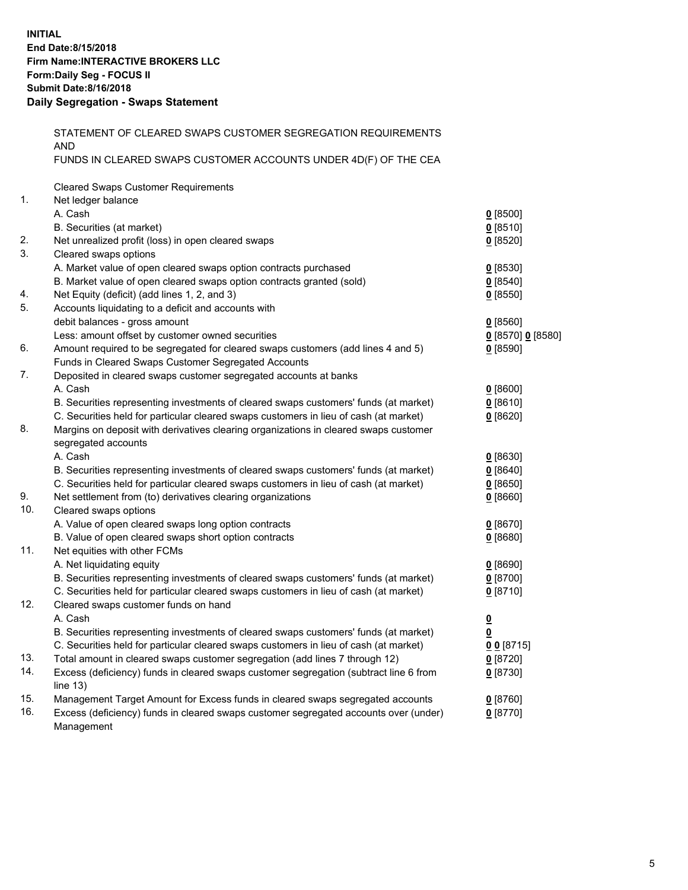**INITIAL**
**End Date:8/15/2018**
**Firm Name:INTERACTIVE BROKERS LLC**
**Form:Daily Seg - FOCUS II**
**Submit Date:8/16/2018**
**Daily Segregation - Swaps Statement**

STATEMENT OF CLEARED SWAPS CUSTOMER SEGREGATION REQUIREMENTS AND FUNDS IN CLEARED SWAPS CUSTOMER ACCOUNTS UNDER 4D(F) OF THE CEA

| | | |
|---|---|---|
| | Cleared Swaps Customer Requirements | |
| 1. | Net ledger balance | |
| | A. Cash | 0 [8500] |
| | B. Securities (at market) | 0 [8510] |
| 2. | Net unrealized profit (loss) in open cleared swaps | 0 [8520] |
| 3. | Cleared swaps options | |
| | A. Market value of open cleared swaps option contracts purchased | 0 [8530] |
| | B. Market value of open cleared swaps option contracts granted (sold) | 0 [8540] |
| 4. | Net Equity (deficit) (add lines 1, 2, and 3) | 0 [8550] |
| 5. | Accounts liquidating to a deficit and accounts with debit balances - gross amount | 0 [8560] |
| | Less: amount offset by customer owned securities | 0 [8570] 0 [8580] |
| 6. | Amount required to be segregated for cleared swaps customers (add lines 4 and 5) | 0 [8590] |
| | Funds in Cleared Swaps Customer Segregated Accounts | |
| 7. | Deposited in cleared swaps customer segregated accounts at banks | |
| | A. Cash | 0 [8600] |
| | B. Securities representing investments of cleared swaps customers' funds (at market) | 0 [8610] |
| | C. Securities held for particular cleared swaps customers in lieu of cash (at market) | 0 [8620] |
| 8. | Margins on deposit with derivatives clearing organizations in cleared swaps customer segregated accounts | |
| | A. Cash | 0 [8630] |
| | B. Securities representing investments of cleared swaps customers' funds (at market) | 0 [8640] |
| | C. Securities held for particular cleared swaps customers in lieu of cash (at market) | 0 [8650] |
| 9. | Net settlement from (to) derivatives clearing organizations | 0 [8660] |
| 10. | Cleared swaps options | |
| | A. Value of open cleared swaps long option contracts | 0 [8670] |
| | B. Value of open cleared swaps short option contracts | 0 [8680] |
| 11. | Net equities with other FCMs | |
| | A. Net liquidating equity | 0 [8690] |
| | B. Securities representing investments of cleared swaps customers' funds (at market) | 0 [8700] |
| | C. Securities held for particular cleared swaps customers in lieu of cash (at market) | 0 [8710] |
| 12. | Cleared swaps customer funds on hand | |
| | A. Cash | 0 |
| | B. Securities representing investments of cleared swaps customers' funds (at market) | 0 |
| | C. Securities held for particular cleared swaps customers in lieu of cash (at market) | 0 0 [8715] |
| 13. | Total amount in cleared swaps customer segregation (add lines 7 through 12) | 0 [8720] |
| 14. | Excess (deficiency) funds in cleared swaps customer segregation (subtract line 6 from line 13) | 0 [8730] |
| 15. | Management Target Amount for Excess funds in cleared swaps segregated accounts | 0 [8760] |
| 16. | Excess (deficiency) funds in cleared swaps customer segregated accounts over (under) Management | 0 [8770] |